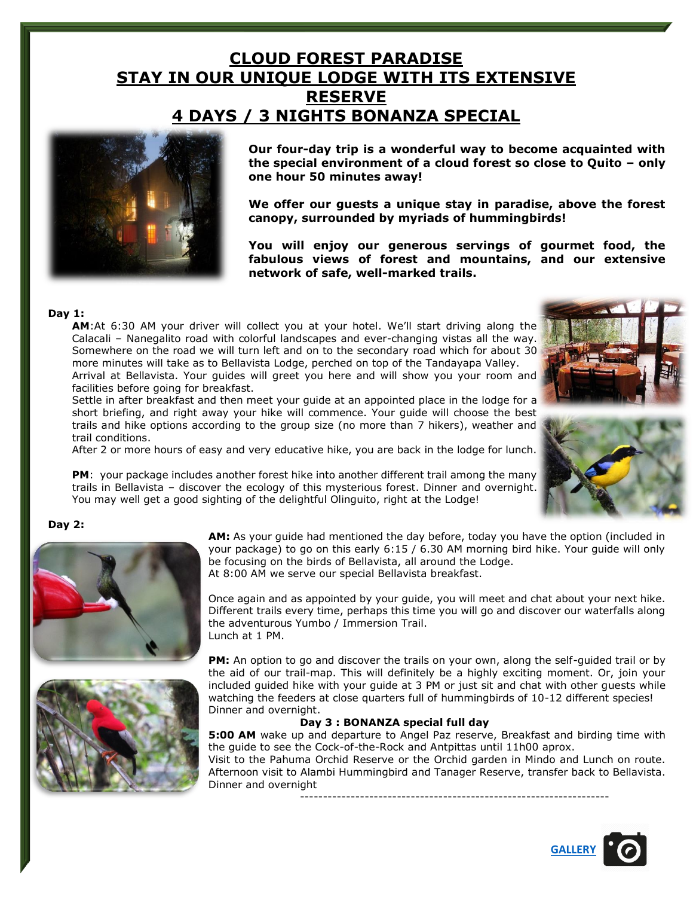# CLOUD FOREST PARADISE
# STAY IN OUR UNIQUE LODGE WITH ITS EXTENSIVE RESERVE
# 4 DAYS / 3 NIGHTS BONANZA SPECIAL

**Our four-day trip is a wonderful way to become acquainted with the special environment of a cloud forest so close to Quito – only one hour 50 minutes away!**

**We offer our guests a unique stay in paradise, above the forest canopy, surrounded by myriads of hummingbirds!**

**You will enjoy our generous servings of gourmet food, the fabulous views of forest and mountains, and our extensive network of safe, well-marked trails.**

**Day 1:**

**AM**:At 6:30 AM your driver will collect you at your hotel. We'll start driving along the Calacali – Nanegalito road with colorful landscapes and ever-changing vistas all the way. Somewhere on the road we will turn left and on to the secondary road which for about 30 more minutes will take as to Bellavista Lodge, perched on top of the Tandayapa Valley.
Arrival at Bellavista. Your guides will greet you here and will show you your room and facilities before going for breakfast.
Settle in after breakfast and then meet your guide at an appointed place in the lodge for a short briefing, and right away your hike will commence. Your guide will choose the best trails and hike options according to the group size (no more than 7 hikers), weather and trail conditions.
After 2 or more hours of easy and very educative hike, you are back in the lodge for lunch.

**PM**: your package includes another forest hike into another different trail among the many trails in Bellavista – discover the ecology of this mysterious forest. Dinner and overnight. You may well get a good sighting of the delightful Olinguito, right at the Lodge!

**Day 2:**

**AM:** As your guide had mentioned the day before, today you have the option (included in your package) to go on this early 6:15 / 6.30 AM morning bird hike. Your guide will only be focusing on the birds of Bellavista, all around the Lodge.
At 8:00 AM we serve our special Bellavista breakfast.

Once again and as appointed by your guide, you will meet and chat about your next hike. Different trails every time, perhaps this time you will go and discover our waterfalls along the adventurous Yumbo / Immersion Trail.
Lunch at 1 PM.

**PM:** An option to go and discover the trails on your own, along the self-guided trail or by the aid of our trail-map. This will definitely be a highly exciting moment. Or, join your included guided hike with your guide at 3 PM or just sit and chat with other guests while watching the feeders at close quarters full of hummingbirds of 10-12 different species!
Dinner and overnight.

**Day 3 : BONANZA special full day**

**5:00 AM** wake up and departure to Angel Paz reserve, Breakfast and birding time with the guide to see the Cock-of-the-Rock and Antpittas until 11h00 aprox.
Visit to the Pahuma Orchid Reserve or the Orchid garden in Mindo and Lunch on route. Afternoon visit to Alambi Hummingbird and Tanager Reserve, transfer back to Bellavista. Dinner and overnight

-------------------------------------------------------------------

GALLERY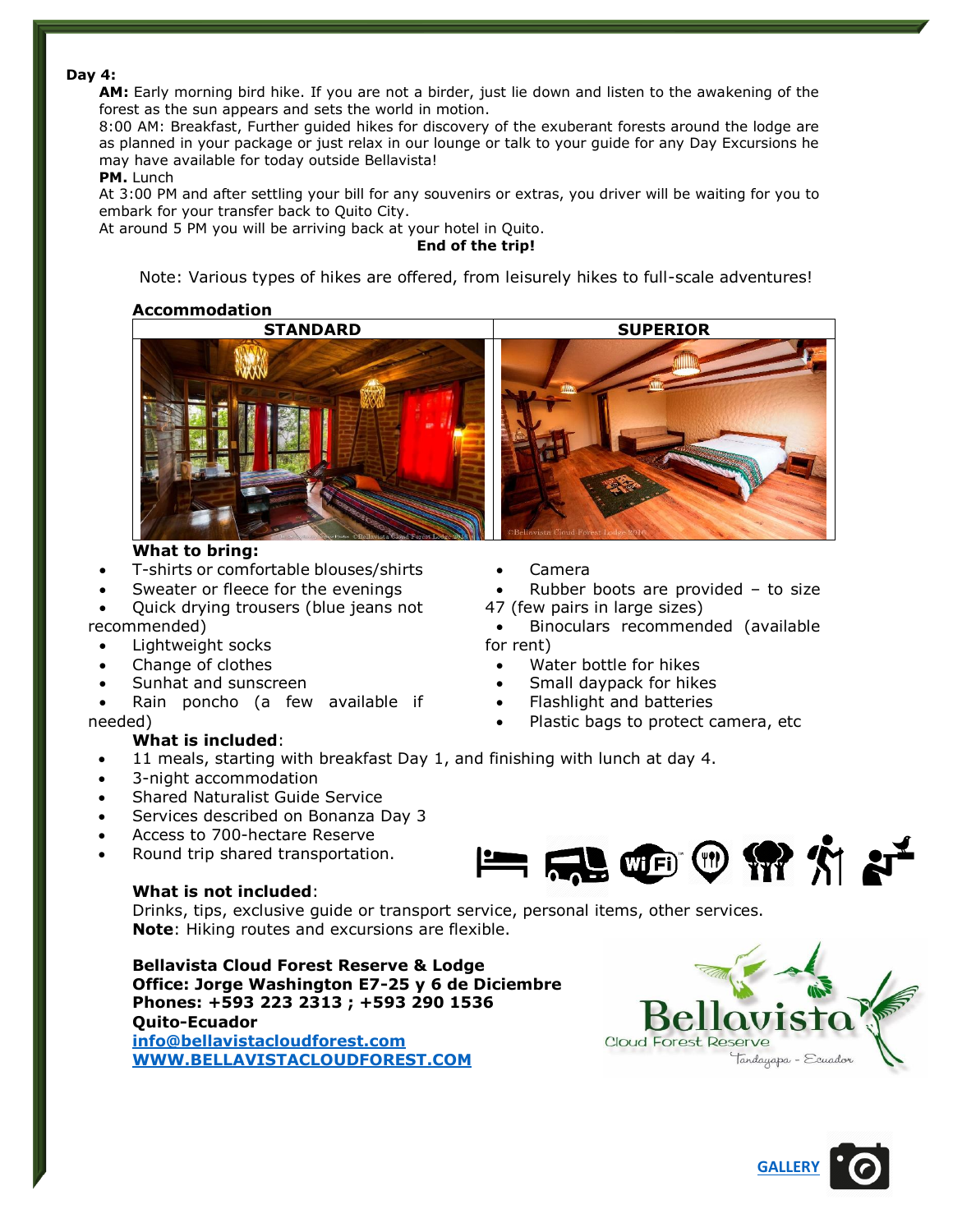**Day 4:**

**AM:** Early morning bird hike. If you are not a birder, just lie down and listen to the awakening of the forest as the sun appears and sets the world in motion.

8:00 AM: Breakfast, Further guided hikes for discovery of the exuberant forests around the lodge are as planned in your package or just relax in our lounge or talk to your guide for any Day Excursions he may have available for today outside Bellavista!

**PM.** Lunch

At 3:00 PM and after settling your bill for any souvenirs or extras, you driver will be waiting for you to embark for your transfer back to Quito City.

At around 5 PM you will be arriving back at your hotel in Quito.

**End of the trip!**

Note: Various types of hikes are offered, from leisurely hikes to full-scale adventures!

**Accommodation**

| STANDARD | SUPERIOR |
| --- | --- |

**What to bring:**

- T-shirts or comfortable blouses/shirts
- Sweater or fleece for the evenings
- Quick drying trousers (blue jeans not recommended)
- Lightweight socks
- Change of clothes
- Sunhat and sunscreen
- Rain poncho (a few available if needed)
- Camera
- Rubber boots are provided – to size 47 (few pairs in large sizes)
- Binoculars recommended (available for rent)
- Water bottle for hikes
- Small daypack for hikes
- Flashlight and batteries
- Plastic bags to protect camera, etc

**What is included**:

- 11 meals, starting with breakfast Day 1, and finishing with lunch at day 4.
- 3-night accommodation
- Shared Naturalist Guide Service
- Services described on Bonanza Day 3
- Access to 700-hectare Reserve
- Round trip shared transportation.

**What is not included**:

Drinks, tips, exclusive guide or transport service, personal items, other services.

**Note**: Hiking routes and excursions are flexible.

**Bellavista Cloud Forest Reserve & Lodge**
**Office: Jorge Washington E7-25 y 6 de Diciembre**
**Phones: +593 223 2313 ; +593 290 1536**
**Quito-Ecuador**
**info@bellavistacloudforest.com**
**WWW.BELLAVISTACLOUDFOREST.COM**

GALLERY